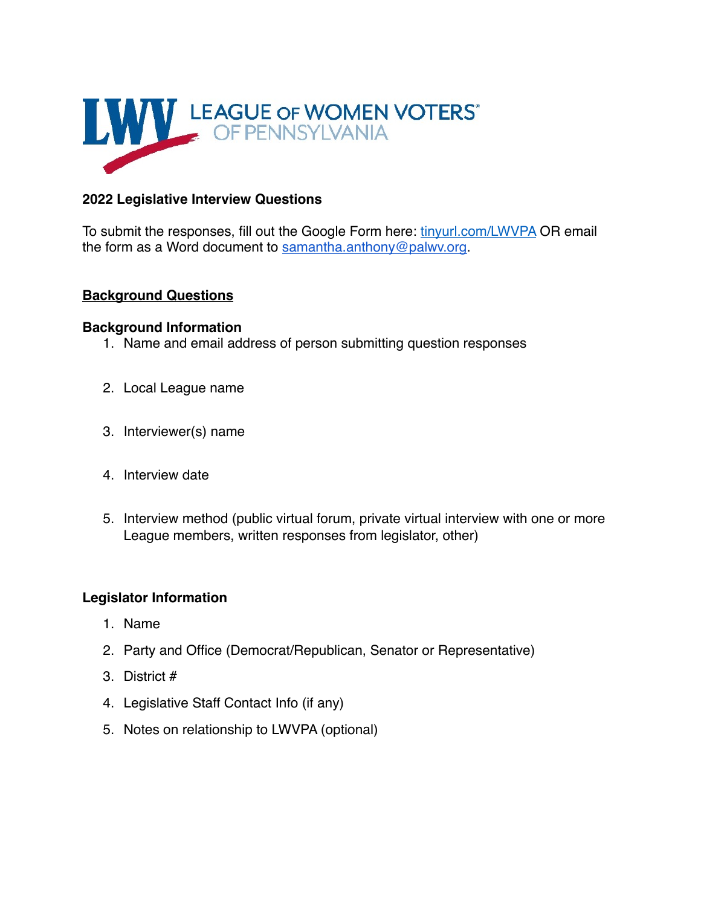LEAGUE OF WOMEN VOTERS® OF PENNSYLVANIA

**2022 Legislative Interview Questions**

To submit the responses, fill out the Google Form here: [tinyurl.com/LWVPA](tinyurl.com/LWVPA) OR email the form as a Word document to [samantha.anthony@palwv.org](mailto:samantha.anthony@palwv.org).

## Background Questions

### Background Information

1. Name and email address of person submitting question responses
2. Local League name
3. Interviewer(s) name
4. Interview date
5. Interview method (public virtual forum, private virtual interview with one or more League members, written responses from legislator, other)

### Legislator Information

1. Name
2. Party and Office (Democrat/Republican, Senator or Representative)
3. District #
4. Legislative Staff Contact Info (if any)
5. Notes on relationship to LWVPA (optional)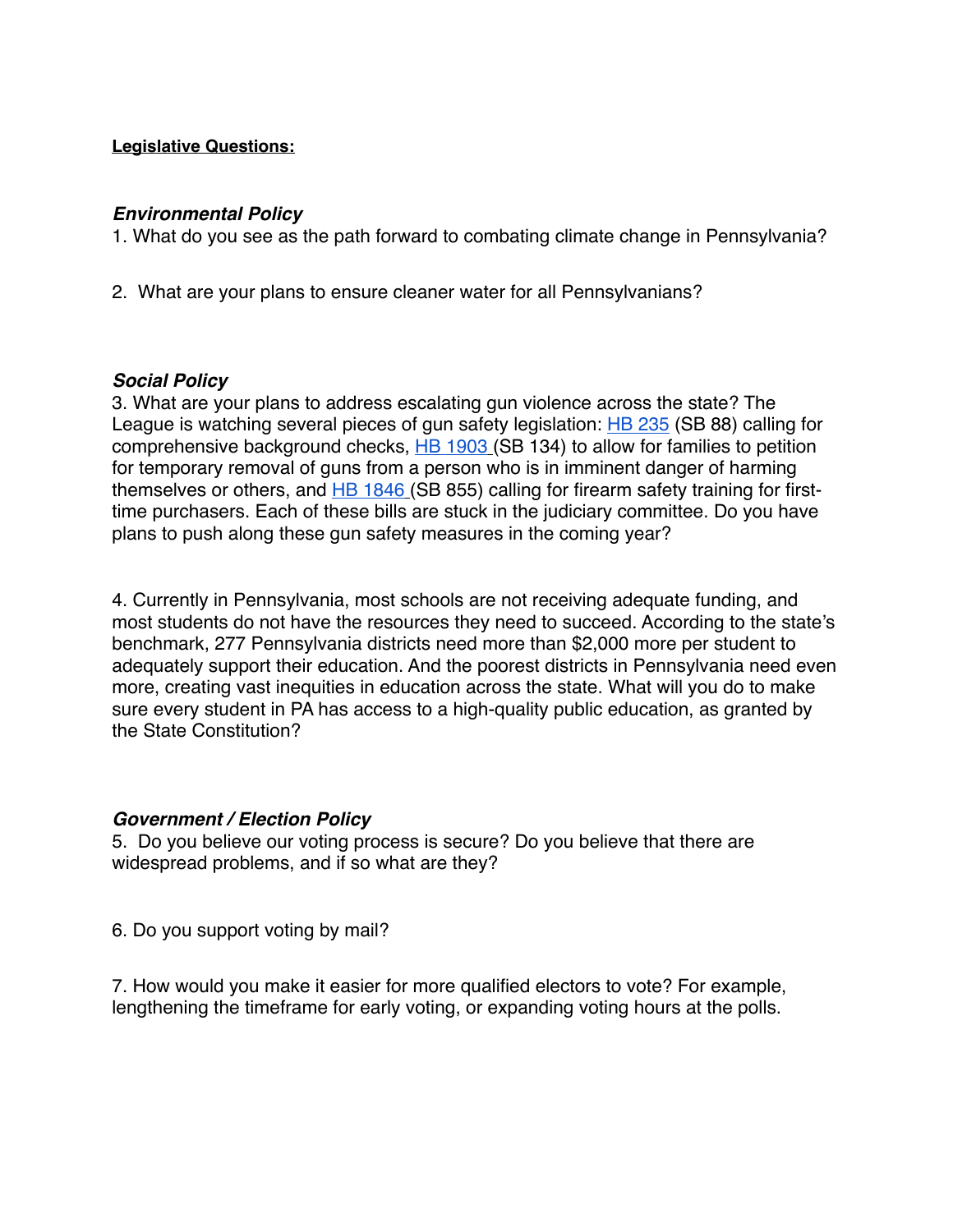**Legislative Questions:**

***Environmental Policy***

1. What do you see as the path forward to combating climate change in Pennsylvania?

2. What are your plans to ensure cleaner water for all Pennsylvanians?

***Social Policy***

3. What are your plans to address escalating gun violence across the state? The League is watching several pieces of gun safety legislation: HB 235 (SB 88) calling for comprehensive background checks, HB 1903 (SB 134) to allow for families to petition for temporary removal of guns from a person who is in imminent danger of harming themselves or others, and HB 1846 (SB 855) calling for firearm safety training for first-time purchasers. Each of these bills are stuck in the judiciary committee. Do you have plans to push along these gun safety measures in the coming year?

4. Currently in Pennsylvania, most schools are not receiving adequate funding, and most students do not have the resources they need to succeed. According to the state's benchmark, 277 Pennsylvania districts need more than $2,000 more per student to adequately support their education. And the poorest districts in Pennsylvania need even more, creating vast inequities in education across the state. What will you do to make sure every student in PA has access to a high-quality public education, as granted by the State Constitution?

***Government / Election Policy***

5. Do you believe our voting process is secure? Do you believe that there are widespread problems, and if so what are they?

6. Do you support voting by mail?

7. How would you make it easier for more qualified electors to vote? For example, lengthening the timeframe for early voting, or expanding voting hours at the polls.